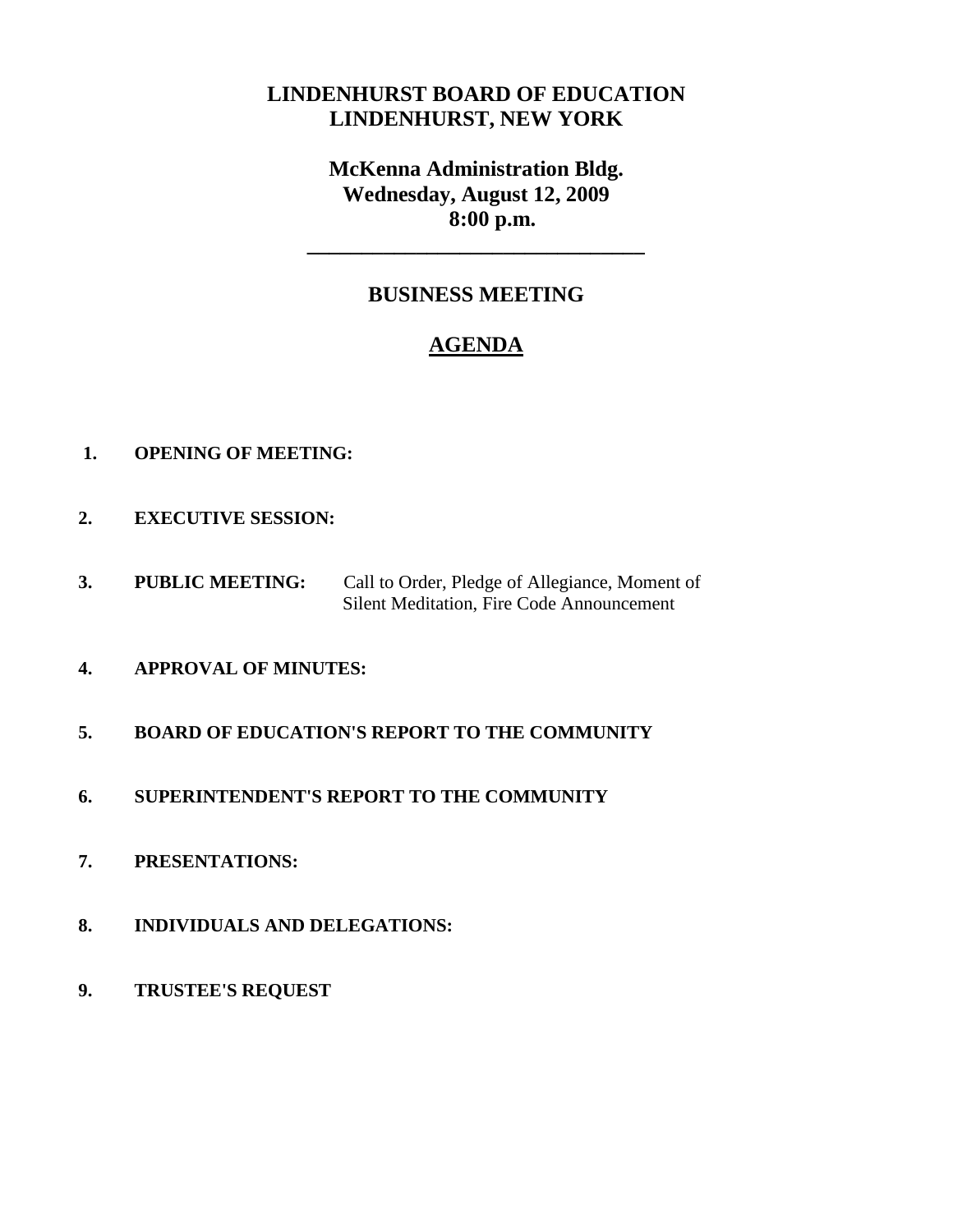# LINDENHURST BOARD OF EDUCATION
# LINDENHURST, NEW YORK

## McKenna Administration Bldg.
## Wednesday, August 12, 2009
## 8:00 p.m.

---

## BUSINESS MEETING

## AGENDA

1. **OPENING OF MEETING:**

2. **EXECUTIVE SESSION:**

3. **PUBLIC MEETING:** Call to Order, Pledge of Allegiance, Moment of Silent Meditation, Fire Code Announcement

4. **APPROVAL OF MINUTES:**

5. **BOARD OF EDUCATION'S REPORT TO THE COMMUNITY**

6. **SUPERINTENDENT'S REPORT TO THE COMMUNITY**

7. **PRESENTATIONS:**

8. **INDIVIDUALS AND DELEGATIONS:**

9. **TRUSTEE'S REQUEST**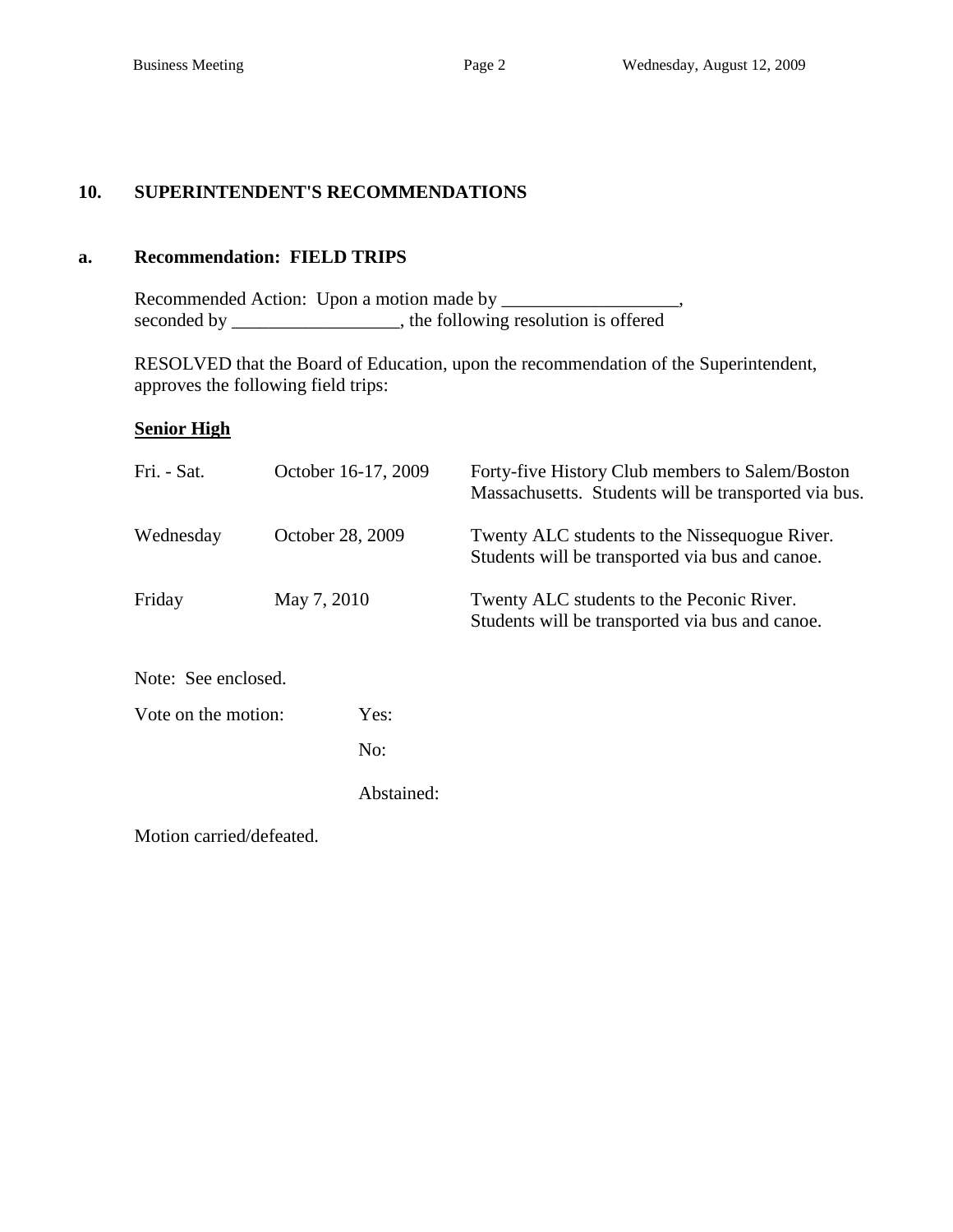## 10. SUPERINTENDENT'S RECOMMENDATIONS

### a. Recommendation: FIELD TRIPS

Recommended Action: Upon a motion made by ___________________, seconded by __________________, the following resolution is offered

RESOLVED that the Board of Education, upon the recommendation of the Superintendent, approves the following field trips:

**Senior High**

| | | |
|---|---|---|
| Fri. - Sat. | October 16-17, 2009 | Forty-five History Club members to Salem/Boston Massachusetts. Students will be transported via bus. |
| Wednesday | October 28, 2009 | Twenty ALC students to the Nissequogue River. Students will be transported via bus and canoe. |
| Friday | May 7, 2010 | Twenty ALC students to the Peconic River. Students will be transported via bus and canoe. |

Note: See enclosed.

Vote on the motion: Yes:

No:

Abstained:

Motion carried/defeated.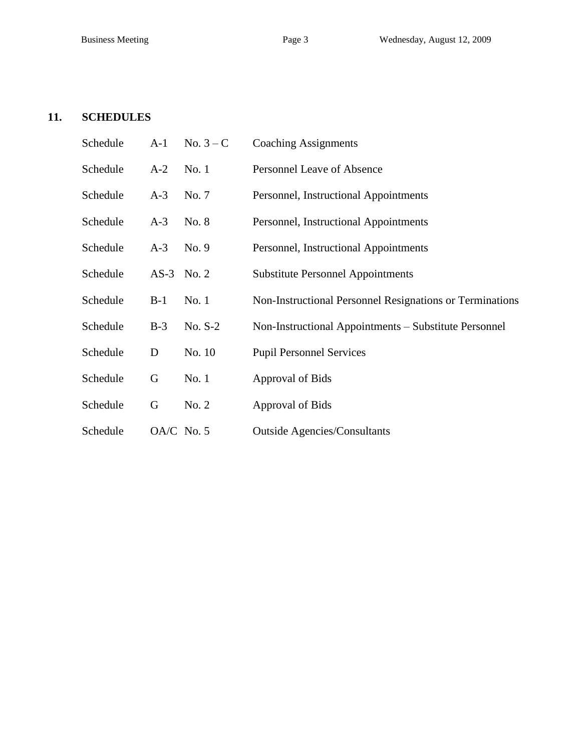## 11. SCHEDULES

| | | | |
|---|---|---|---|
| Schedule | A-1 | No. 3 – C | Coaching Assignments |
| Schedule | A-2 | No. 1 | Personnel Leave of Absence |
| Schedule | A-3 | No. 7 | Personnel, Instructional Appointments |
| Schedule | A-3 | No. 8 | Personnel, Instructional Appointments |
| Schedule | A-3 | No. 9 | Personnel, Instructional Appointments |
| Schedule | AS-3 | No. 2 | Substitute Personnel Appointments |
| Schedule | B-1 | No. 1 | Non-Instructional Personnel Resignations or Terminations |
| Schedule | B-3 | No. S-2 | Non-Instructional Appointments – Substitute Personnel |
| Schedule | D | No. 10 | Pupil Personnel Services |
| Schedule | G | No. 1 | Approval of Bids |
| Schedule | G | No. 2 | Approval of Bids |
| Schedule | OA/C | No. 5 | Outside Agencies/Consultants |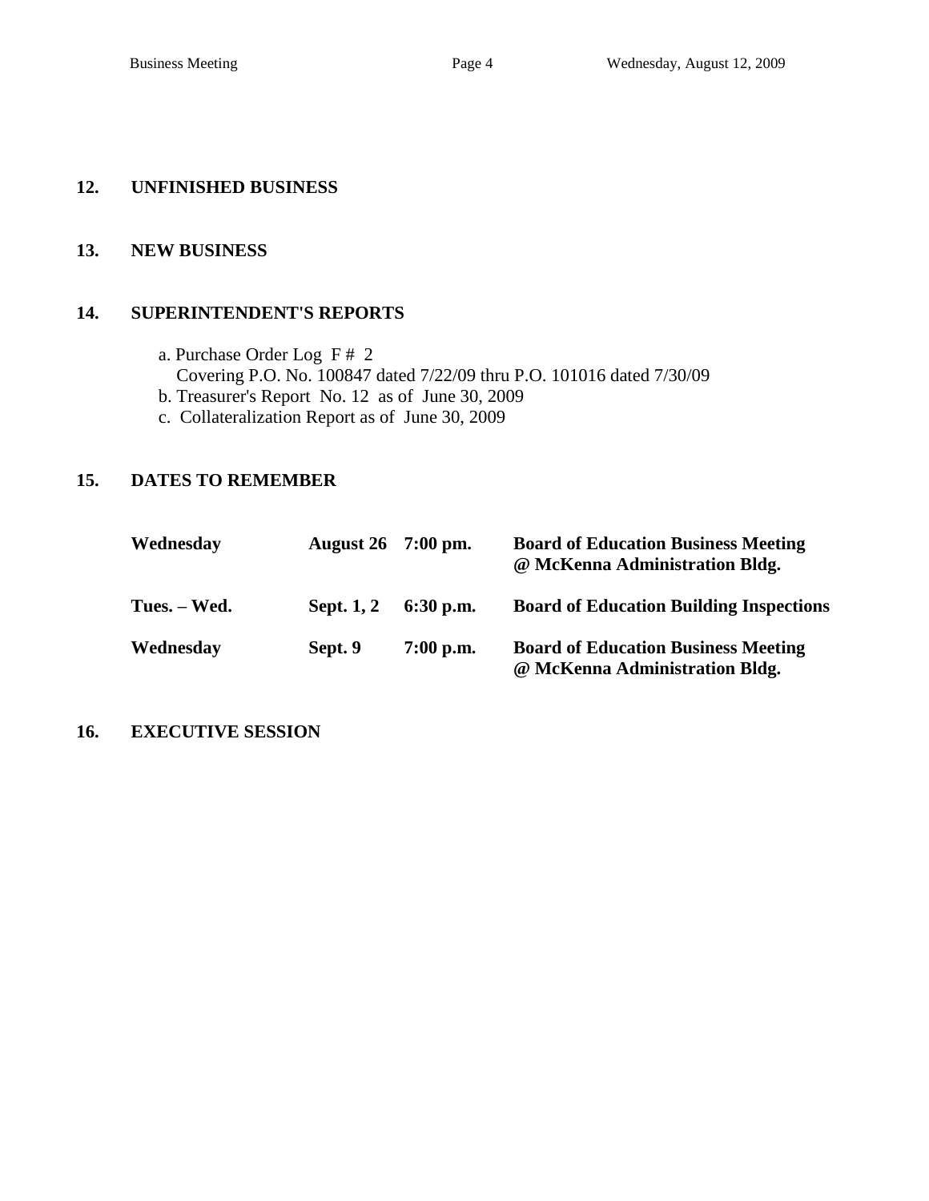## 12. UNFINISHED BUSINESS

## 13. NEW BUSINESS

## 14. SUPERINTENDENT'S REPORTS

a. Purchase Order Log F # 2
   Covering P.O. No. 100847 dated 7/22/09 thru P.O. 101016 dated 7/30/09
b. Treasurer's Report No. 12 as of June 30, 2009
c. Collateralization Report as of June 30, 2009

## 15. DATES TO REMEMBER

| | | | |
|---|---|---|---|
| **Wednesday** | **August 26** | **7:00 pm.** | **Board of Education Business Meeting @ McKenna Administration Bldg.** |
| **Tues. – Wed.** | **Sept. 1, 2** | **6:30 p.m.** | **Board of Education Building Inspections** |
| **Wednesday** | **Sept. 9** | **7:00 p.m.** | **Board of Education Business Meeting @ McKenna Administration Bldg.** |

## 16. EXECUTIVE SESSION